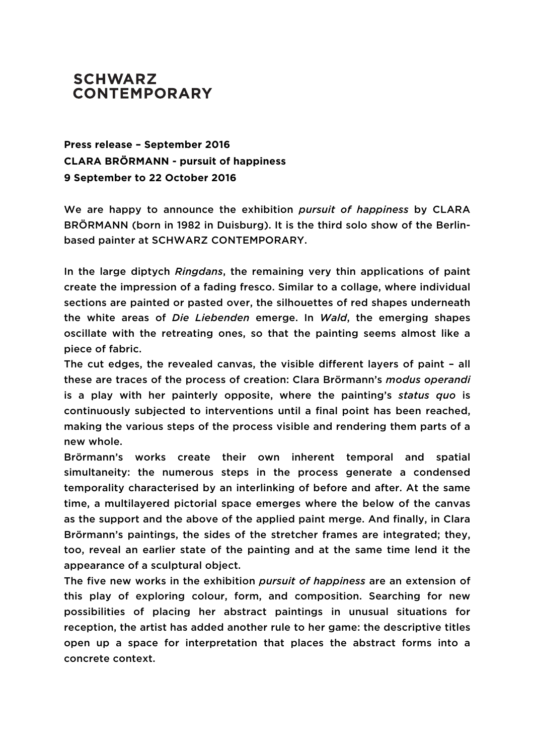**SCHWARZ CONTEMPORARY**

**Press release – September 2016**
**CLARA BRÖRMANN - pursuit of happiness**
**9 September to 22 October 2016**

We are happy to announce the exhibition *pursuit of happiness* by CLARA BRÖRMANN (born in 1982 in Duisburg). It is the third solo show of the Berlin-based painter at SCHWARZ CONTEMPORARY.

In the large diptych *Ringdans*, the remaining very thin applications of paint create the impression of a fading fresco. Similar to a collage, where individual sections are painted or pasted over, the silhouettes of red shapes underneath the white areas of *Die Liebenden* emerge. In *Wald*, the emerging shapes oscillate with the retreating ones, so that the painting seems almost like a piece of fabric.
The cut edges, the revealed canvas, the visible different layers of paint – all these are traces of the process of creation: Clara Brörmann's *modus operandi* is a play with her painterly opposite, where the painting's *status quo* is continuously subjected to interventions until a final point has been reached, making the various steps of the process visible and rendering them parts of a new whole.
Brörmann's works create their own inherent temporal and spatial simultaneity: the numerous steps in the process generate a condensed temporality characterised by an interlinking of before and after. At the same time, a multilayered pictorial space emerges where the below of the canvas as the support and the above of the applied paint merge. And finally, in Clara Brörmann's paintings, the sides of the stretcher frames are integrated; they, too, reveal an earlier state of the painting and at the same time lend it the appearance of a sculptural object.
The five new works in the exhibition *pursuit of happiness* are an extension of this play of exploring colour, form, and composition. Searching for new possibilities of placing her abstract paintings in unusual situations for reception, the artist has added another rule to her game: the descriptive titles open up a space for interpretation that places the abstract forms into a concrete context.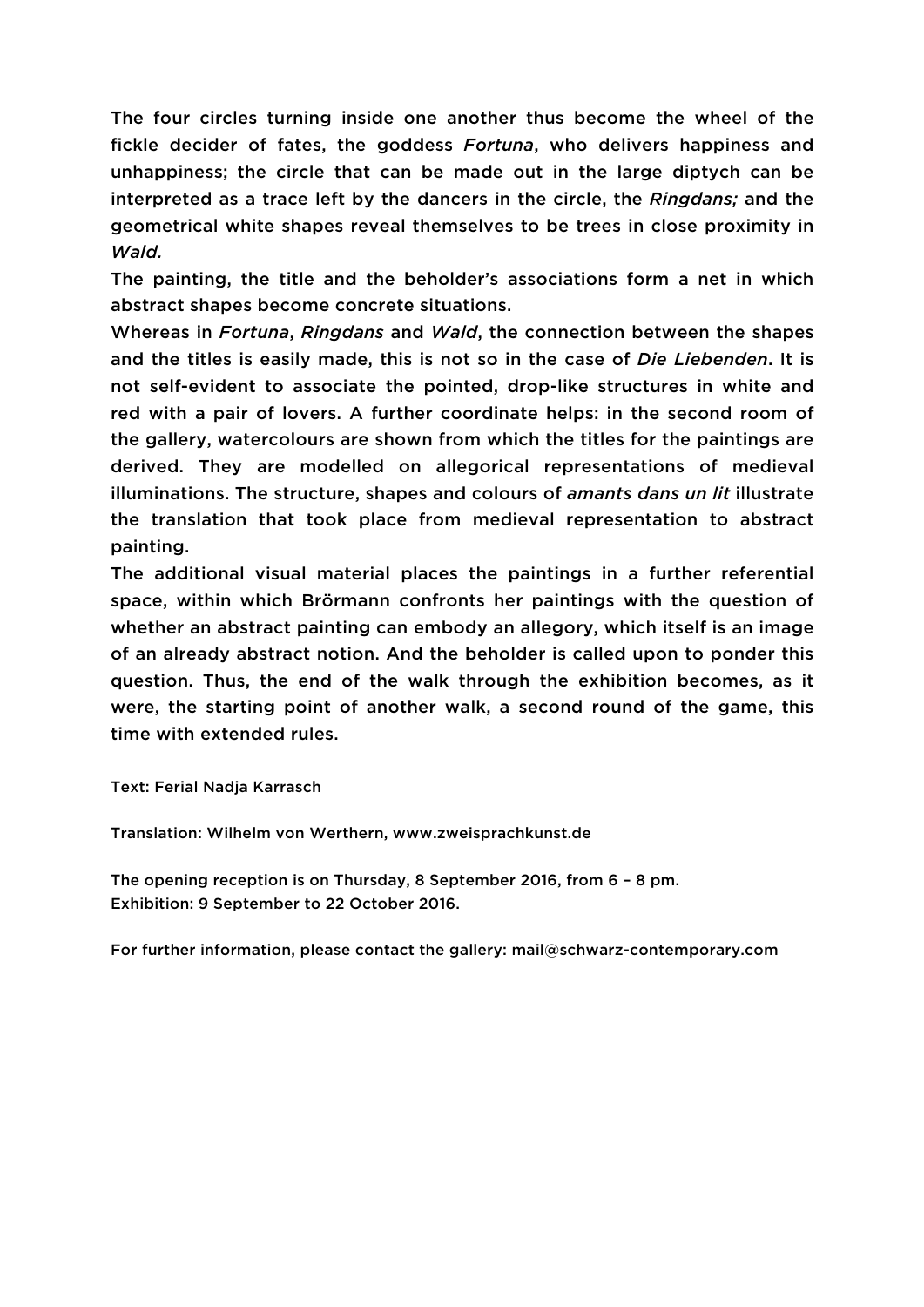The four circles turning inside one another thus become the wheel of the fickle decider of fates, the goddess *Fortuna*, who delivers happiness and unhappiness; the circle that can be made out in the large diptych can be interpreted as a trace left by the dancers in the circle, the *Ringdans;* and the geometrical white shapes reveal themselves to be trees in close proximity in *Wald.*

The painting, the title and the beholder's associations form a net in which abstract shapes become concrete situations.

Whereas in *Fortuna*, *Ringdans* and *Wald*, the connection between the shapes and the titles is easily made, this is not so in the case of *Die Liebenden*. It is not self-evident to associate the pointed, drop-like structures in white and red with a pair of lovers. A further coordinate helps: in the second room of the gallery, watercolours are shown from which the titles for the paintings are derived. They are modelled on allegorical representations of medieval illuminations. The structure, shapes and colours of *amants dans un lit* illustrate the translation that took place from medieval representation to abstract painting.

The additional visual material places the paintings in a further referential space, within which Brörmann confronts her paintings with the question of whether an abstract painting can embody an allegory, which itself is an image of an already abstract notion. And the beholder is called upon to ponder this question. Thus, the end of the walk through the exhibition becomes, as it were, the starting point of another walk, a second round of the game, this time with extended rules.

Text: Ferial Nadja Karrasch

Translation: Wilhelm von Werthern, www.zweisprachkunst.de

The opening reception is on Thursday, 8 September 2016, from 6 – 8 pm.
Exhibition: 9 September to 22 October 2016.

For further information, please contact the gallery: mail@schwarz-contemporary.com